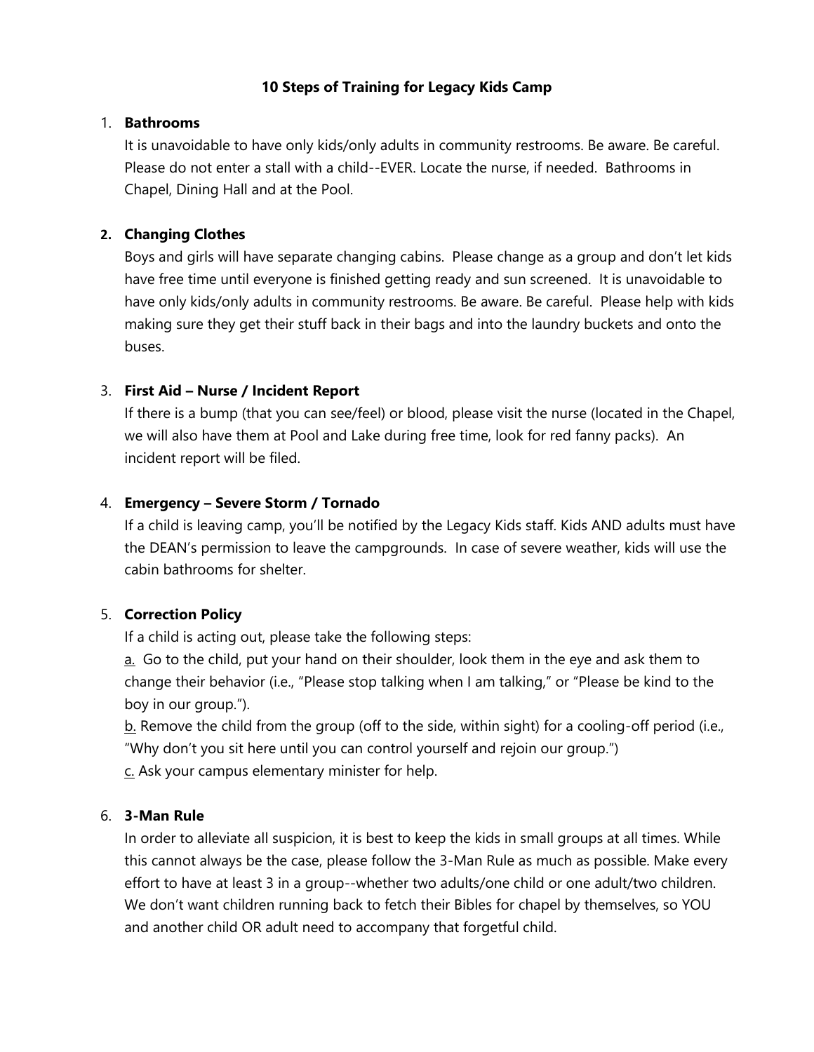# 10 Steps of Training for Legacy Kids Camp

1. **Bathrooms**

   It is unavoidable to have only kids/only adults in community restrooms. Be aware. Be careful. Please do not enter a stall with a child--EVER. Locate the nurse, if needed. Bathrooms in Chapel, Dining Hall and at the Pool.

2. **Changing Clothes**

   Boys and girls will have separate changing cabins. Please change as a group and don't let kids have free time until everyone is finished getting ready and sun screened. It is unavoidable to have only kids/only adults in community restrooms. Be aware. Be careful. Please help with kids making sure they get their stuff back in their bags and into the laundry buckets and onto the buses.

3. **First Aid – Nurse / Incident Report**

   If there is a bump (that you can see/feel) or blood, please visit the nurse (located in the Chapel, we will also have them at Pool and Lake during free time, look for red fanny packs). An incident report will be filed.

4. **Emergency – Severe Storm / Tornado**

   If a child is leaving camp, you'll be notified by the Legacy Kids staff. Kids AND adults must have the DEAN's permission to leave the campgrounds. In case of severe weather, kids will use the cabin bathrooms for shelter.

5. **Correction Policy**

   If a child is acting out, please take the following steps:

   a. Go to the child, put your hand on their shoulder, look them in the eye and ask them to change their behavior (i.e., "Please stop talking when I am talking," or "Please be kind to the boy in our group.").

   b. Remove the child from the group (off to the side, within sight) for a cooling-off period (i.e., "Why don't you sit here until you can control yourself and rejoin our group.")

   c. Ask your campus elementary minister for help.

6. **3-Man Rule**

   In order to alleviate all suspicion, it is best to keep the kids in small groups at all times. While this cannot always be the case, please follow the 3-Man Rule as much as possible. Make every effort to have at least 3 in a group--whether two adults/one child or one adult/two children. We don't want children running back to fetch their Bibles for chapel by themselves, so YOU and another child OR adult need to accompany that forgetful child.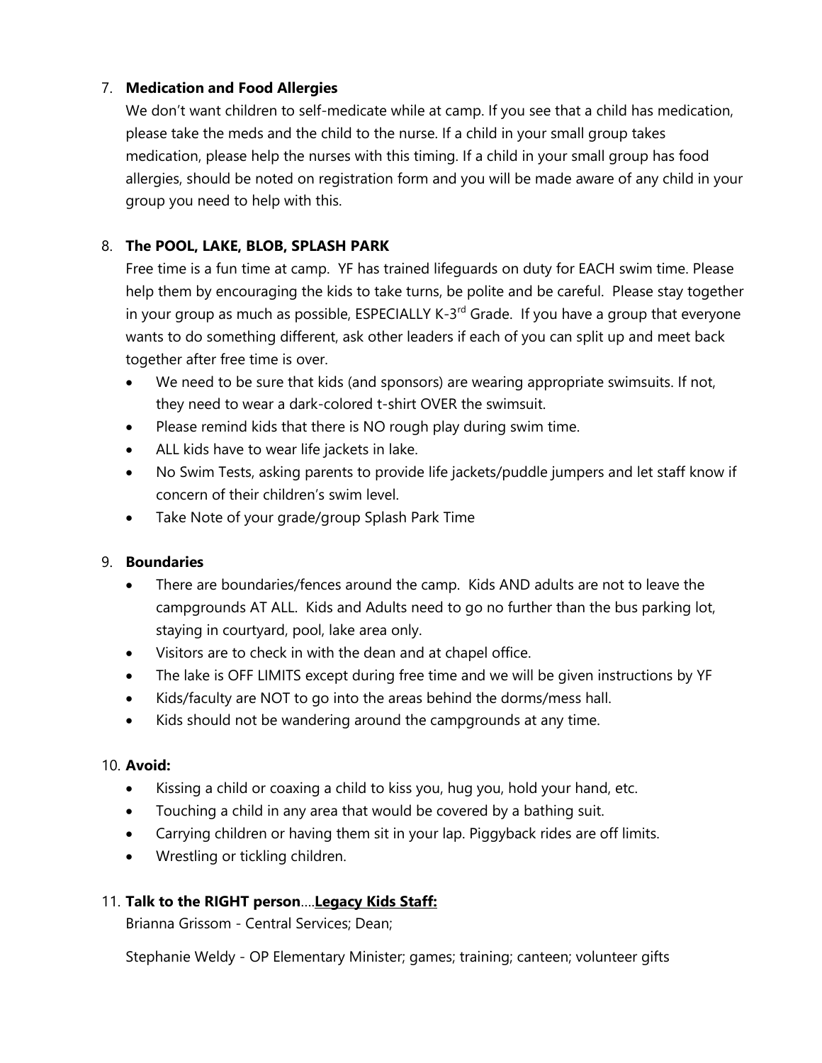7. **Medication and Food Allergies**

   We don't want children to self-medicate while at camp. If you see that a child has medication, please take the meds and the child to the nurse. If a child in your small group takes medication, please help the nurses with this timing. If a child in your small group has food allergies, should be noted on registration form and you will be made aware of any child in your group you need to help with this.

8. **The POOL, LAKE, BLOB, SPLASH PARK**

   Free time is a fun time at camp. YF has trained lifeguards on duty for EACH swim time. Please help them by encouraging the kids to take turns, be polite and be careful. Please stay together in your group as much as possible, ESPECIALLY K-3rd Grade. If you have a group that everyone wants to do something different, ask other leaders if each of you can split up and meet back together after free time is over.

   - We need to be sure that kids (and sponsors) are wearing appropriate swimsuits. If not, they need to wear a dark-colored t-shirt OVER the swimsuit.
   - Please remind kids that there is NO rough play during swim time.
   - ALL kids have to wear life jackets in lake.
   - No Swim Tests, asking parents to provide life jackets/puddle jumpers and let staff know if concern of their children's swim level.
   - Take Note of your grade/group Splash Park Time

9. **Boundaries**

   - There are boundaries/fences around the camp. Kids AND adults are not to leave the campgrounds AT ALL. Kids and Adults need to go no further than the bus parking lot, staying in courtyard, pool, lake area only.
   - Visitors are to check in with the dean and at chapel office.
   - The lake is OFF LIMITS except during free time and we will be given instructions by YF
   - Kids/faculty are NOT to go into the areas behind the dorms/mess hall.
   - Kids should not be wandering around the campgrounds at any time.

10. **Avoid:**

    - Kissing a child or coaxing a child to kiss you, hug you, hold your hand, etc.
    - Touching a child in any area that would be covered by a bathing suit.
    - Carrying children or having them sit in your lap. Piggyback rides are off limits.
    - Wrestling or tickling children.

11. **Talk to the RIGHT person**….**Legacy Kids Staff:**

    Brianna Grissom - Central Services; Dean;

    Stephanie Weldy - OP Elementary Minister; games; training; canteen; volunteer gifts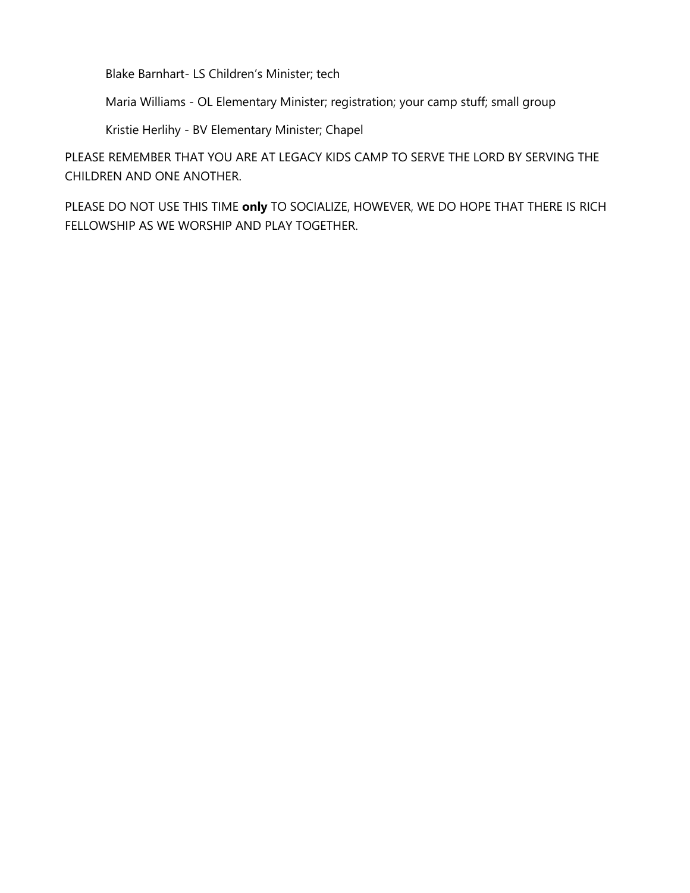Blake Barnhart- LS Children's Minister; tech

Maria Williams - OL Elementary Minister; registration; your camp stuff; small group

Kristie Herlihy - BV Elementary Minister; Chapel

PLEASE REMEMBER THAT YOU ARE AT LEGACY KIDS CAMP TO SERVE THE LORD BY SERVING THE CHILDREN AND ONE ANOTHER.

PLEASE DO NOT USE THIS TIME **only** TO SOCIALIZE, HOWEVER, WE DO HOPE THAT THERE IS RICH FELLOWSHIP AS WE WORSHIP AND PLAY TOGETHER.